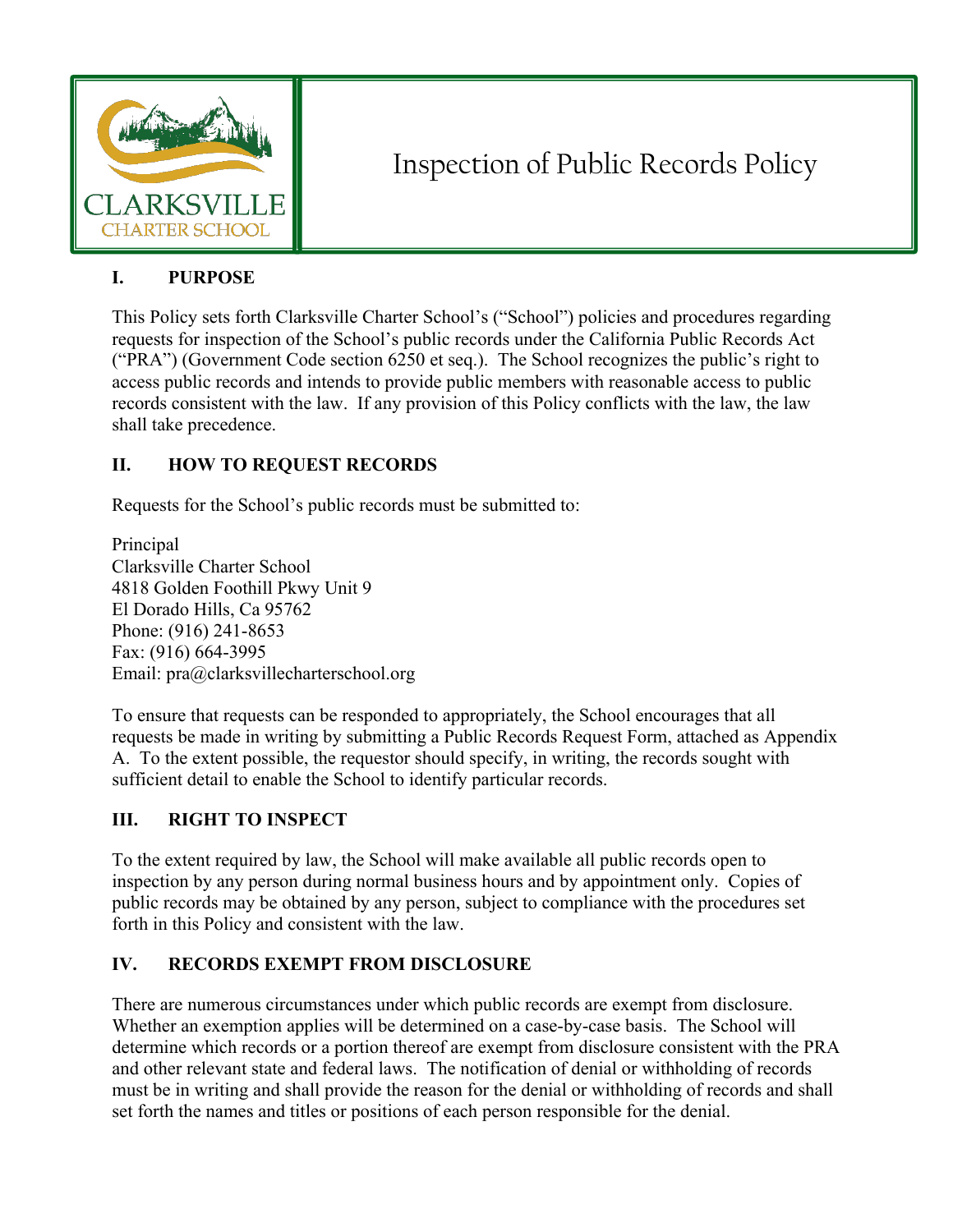CLARKSVILLE CHARTER SCHOOL

# Inspection of Public Records Policy

## I. PURPOSE

This Policy sets forth Clarksville Charter School's ("School") policies and procedures regarding requests for inspection of the School's public records under the California Public Records Act ("PRA") (Government Code section 6250 et seq.). The School recognizes the public's right to access public records and intends to provide public members with reasonable access to public records consistent with the law. If any provision of this Policy conflicts with the law, the law shall take precedence.

## II. HOW TO REQUEST RECORDS

Requests for the School's public records must be submitted to:

Principal
Clarksville Charter School
4818 Golden Foothill Pkwy Unit 9
El Dorado Hills, Ca 95762
Phone: (916) 241-8653
Fax: (916) 664-3995
Email: pra@clarksvillecharterschool.org

To ensure that requests can be responded to appropriately, the School encourages that all requests be made in writing by submitting a Public Records Request Form, attached as Appendix A. To the extent possible, the requestor should specify, in writing, the records sought with sufficient detail to enable the School to identify particular records.

## III. RIGHT TO INSPECT

To the extent required by law, the School will make available all public records open to inspection by any person during normal business hours and by appointment only. Copies of public records may be obtained by any person, subject to compliance with the procedures set forth in this Policy and consistent with the law.

## IV. RECORDS EXEMPT FROM DISCLOSURE

There are numerous circumstances under which public records are exempt from disclosure. Whether an exemption applies will be determined on a case-by-case basis. The School will determine which records or a portion thereof are exempt from disclosure consistent with the PRA and other relevant state and federal laws. The notification of denial or withholding of records must be in writing and shall provide the reason for the denial or withholding of records and shall set forth the names and titles or positions of each person responsible for the denial.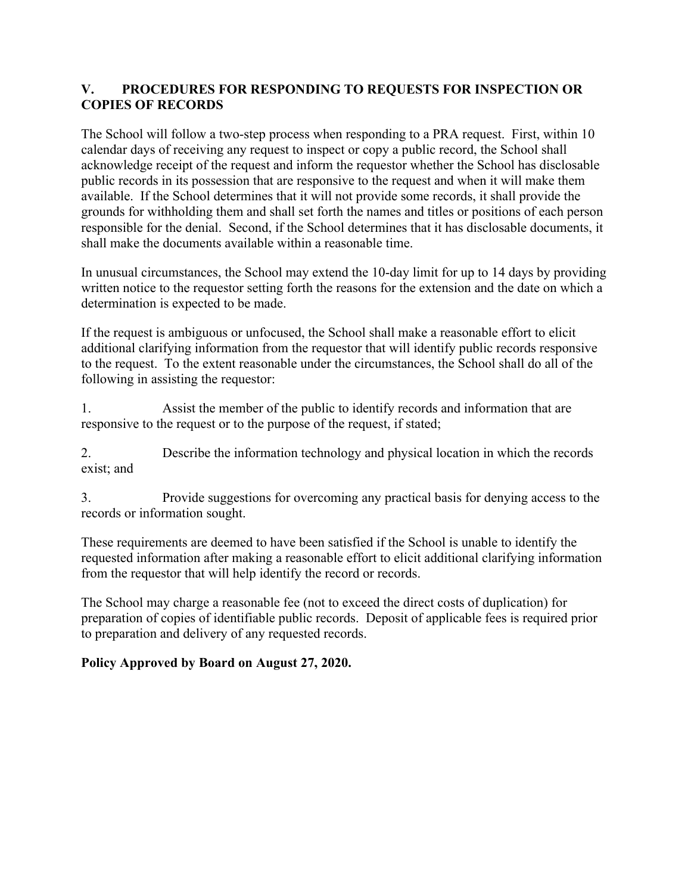## V. PROCEDURES FOR RESPONDING TO REQUESTS FOR INSPECTION OR COPIES OF RECORDS

The School will follow a two-step process when responding to a PRA request. First, within 10 calendar days of receiving any request to inspect or copy a public record, the School shall acknowledge receipt of the request and inform the requestor whether the School has disclosable public records in its possession that are responsive to the request and when it will make them available. If the School determines that it will not provide some records, it shall provide the grounds for withholding them and shall set forth the names and titles or positions of each person responsible for the denial. Second, if the School determines that it has disclosable documents, it shall make the documents available within a reasonable time.

In unusual circumstances, the School may extend the 10-day limit for up to 14 days by providing written notice to the requestor setting forth the reasons for the extension and the date on which a determination is expected to be made.

If the request is ambiguous or unfocused, the School shall make a reasonable effort to elicit additional clarifying information from the requestor that will identify public records responsive to the request. To the extent reasonable under the circumstances, the School shall do all of the following in assisting the requestor:

1. Assist the member of the public to identify records and information that are responsive to the request or to the purpose of the request, if stated;

2. Describe the information technology and physical location in which the records exist; and

3. Provide suggestions for overcoming any practical basis for denying access to the records or information sought.

These requirements are deemed to have been satisfied if the School is unable to identify the requested information after making a reasonable effort to elicit additional clarifying information from the requestor that will help identify the record or records.

The School may charge a reasonable fee (not to exceed the direct costs of duplication) for preparation of copies of identifiable public records. Deposit of applicable fees is required prior to preparation and delivery of any requested records.

**Policy Approved by Board on August 27, 2020.**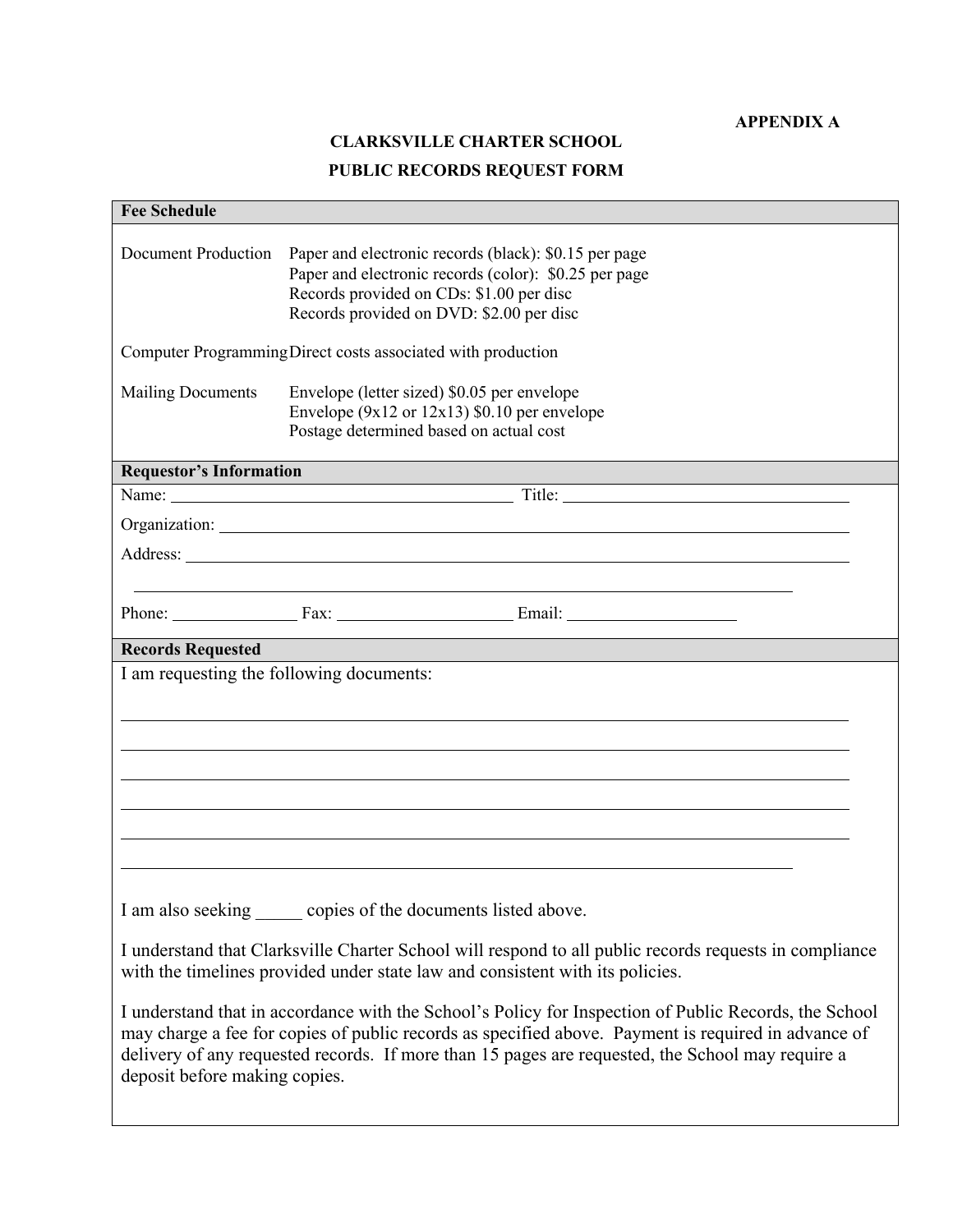**APPENDIX A**

**CLARKSVILLE CHARTER SCHOOL**

**PUBLIC RECORDS REQUEST FORM**

**Fee Schedule**

| | |
|---|---|
| Document Production | Paper and electronic records (black): $0.15 per page<br>Paper and electronic records (color): $0.25 per page<br>Records provided on CDs: $1.00 per disc<br>Records provided on DVD: $2.00 per disc |
| Computer Programming | Direct costs associated with production |
| Mailing Documents | Envelope (letter sized) $0.05 per envelope<br>Envelope (9x12 or 12x13) $0.10 per envelope<br>Postage determined based on actual cost |

**Requestor's Information**

Name: ______________________________ Title: ______________________________

Organization: ______________________________________________________________

Address: ___________________________________________________________________

___________________________________________________________________________

Phone: ______________ Fax: ____________________ Email: ____________________

**Records Requested**

I am requesting the following documents:

___________________________________________________________________________

___________________________________________________________________________

___________________________________________________________________________

___________________________________________________________________________

___________________________________________________________________________

___________________________________________________________________________

I am also seeking _____ copies of the documents listed above.

I understand that Clarksville Charter School will respond to all public records requests in compliance with the timelines provided under state law and consistent with its policies.

I understand that in accordance with the School's Policy for Inspection of Public Records, the School may charge a fee for copies of public records as specified above. Payment is required in advance of delivery of any requested records. If more than 15 pages are requested, the School may require a deposit before making copies.